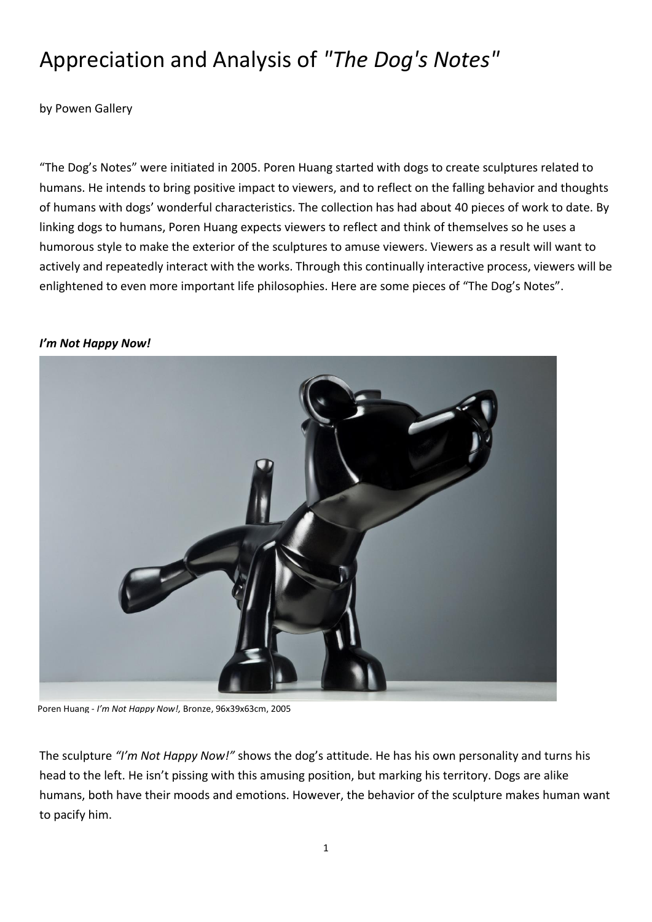# Appreciation and Analysis of *"The Dog's Notes"*

by Powen Gallery

"The Dog's Notes" were initiated in 2005. Poren Huang started with dogs to create sculptures related to humans. He intends to bring positive impact to viewers, and to reflect on the falling behavior and thoughts of humans with dogs' wonderful characteristics. The collection has had about 40 pieces of work to date. By linking dogs to humans, Poren Huang expects viewers to reflect and think of themselves so he uses a humorous style to make the exterior of the sculptures to amuse viewers. Viewers as a result will want to actively and repeatedly interact with the works. Through this continually interactive process, viewers will be enlightened to even more important life philosophies. Here are some pieces of "The Dog's Notes".

***I'm Not Happy Now!***

Poren Huang - *I'm Not Happy Now!,* Bronze, 96x39x63cm, 2005

The sculpture *"I'm Not Happy Now!"* shows the dog's attitude. He has his own personality and turns his head to the left. He isn't pissing with this amusing position, but marking his territory. Dogs are alike humans, both have their moods and emotions. However, the behavior of the sculpture makes human want to pacify him.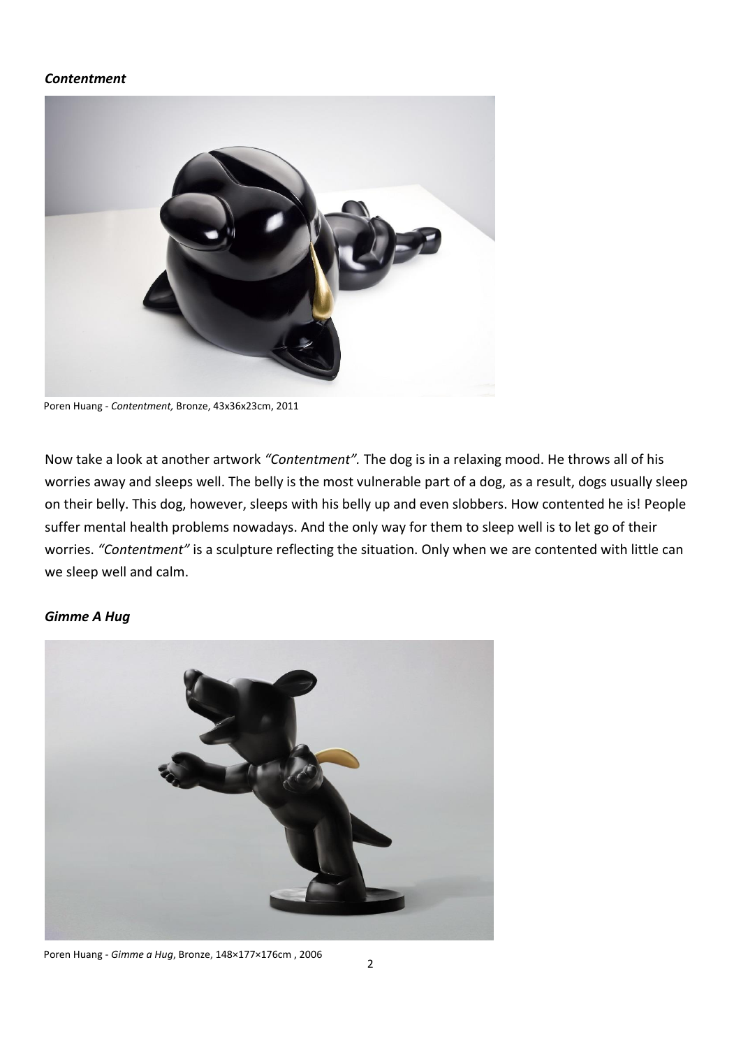### *Contentment*

Poren Huang - *Contentment,* Bronze, 43x36x23cm, 2011

Now take a look at another artwork *"Contentment".* The dog is in a relaxing mood. He throws all of his worries away and sleeps well. The belly is the most vulnerable part of a dog, as a result, dogs usually sleep on their belly. This dog, however, sleeps with his belly up and even slobbers. How contented he is! People suffer mental health problems nowadays. And the only way for them to sleep well is to let go of their worries. *"Contentment"* is a sculpture reflecting the situation. Only when we are contented with little can we sleep well and calm.

### *Gimme A Hug*

Poren Huang - *Gimme a Hug*, Bronze, 148×177×176cm , 2006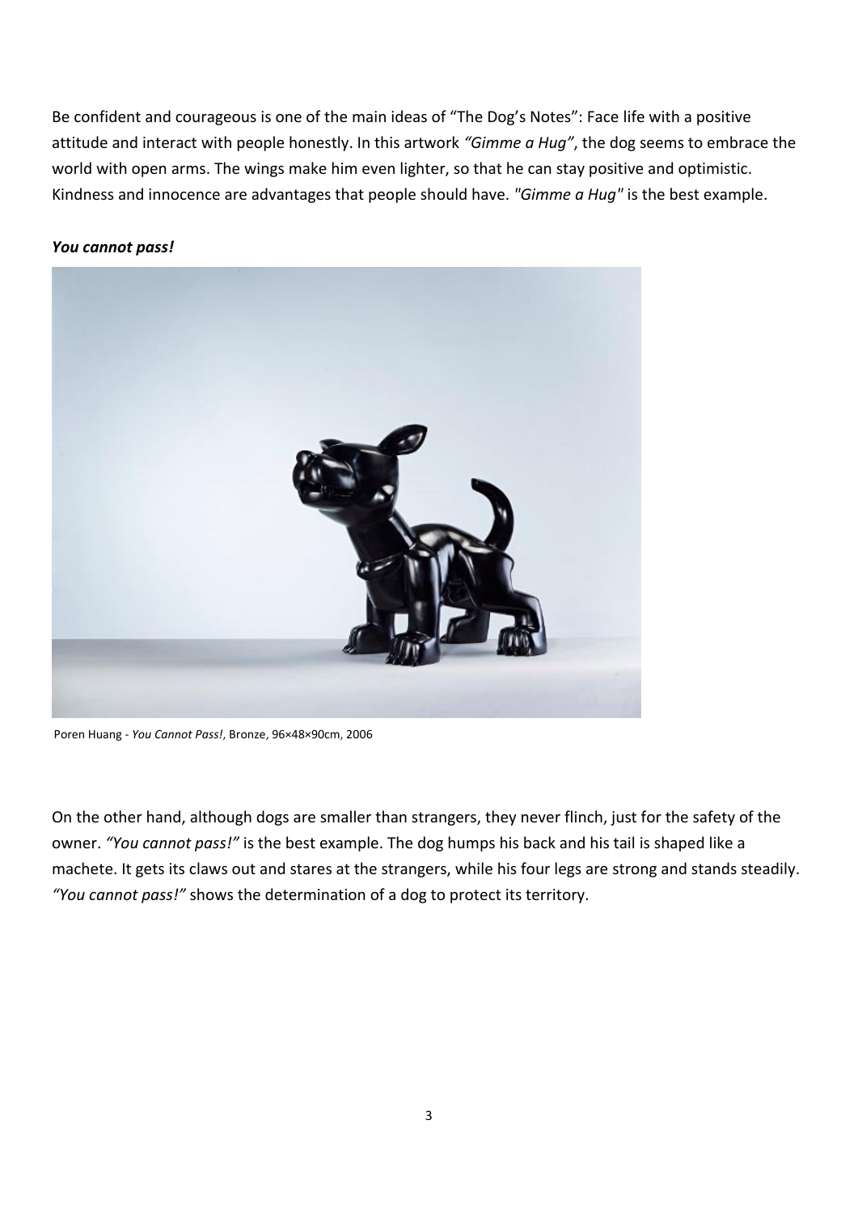Be confident and courageous is one of the main ideas of "The Dog's Notes": Face life with a positive attitude and interact with people honestly. In this artwork *"Gimme a Hug"*, the dog seems to embrace the world with open arms. The wings make him even lighter, so that he can stay positive and optimistic. Kindness and innocence are advantages that people should have. *"Gimme a Hug"* is the best example.

***You cannot pass!***

Poren Huang - *You Cannot Pass!*, Bronze, 96×48×90cm, 2006

On the other hand, although dogs are smaller than strangers, they never flinch, just for the safety of the owner. *"You cannot pass!"* is the best example. The dog humps his back and his tail is shaped like a machete. It gets its claws out and stares at the strangers, while his four legs are strong and stands steadily. *"You cannot pass!"* shows the determination of a dog to protect its territory.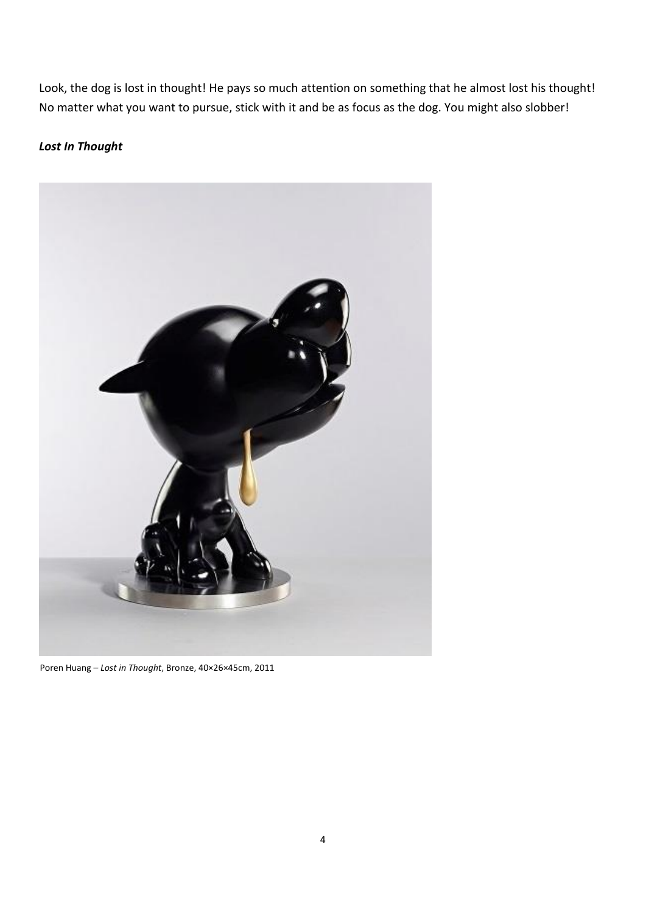Look, the dog is lost in thought! He pays so much attention on something that he almost lost his thought! No matter what you want to pursue, stick with it and be as focus as the dog. You might also slobber!

***Lost In Thought***

Poren Huang – *Lost in Thought*, Bronze, 40×26×45cm, 2011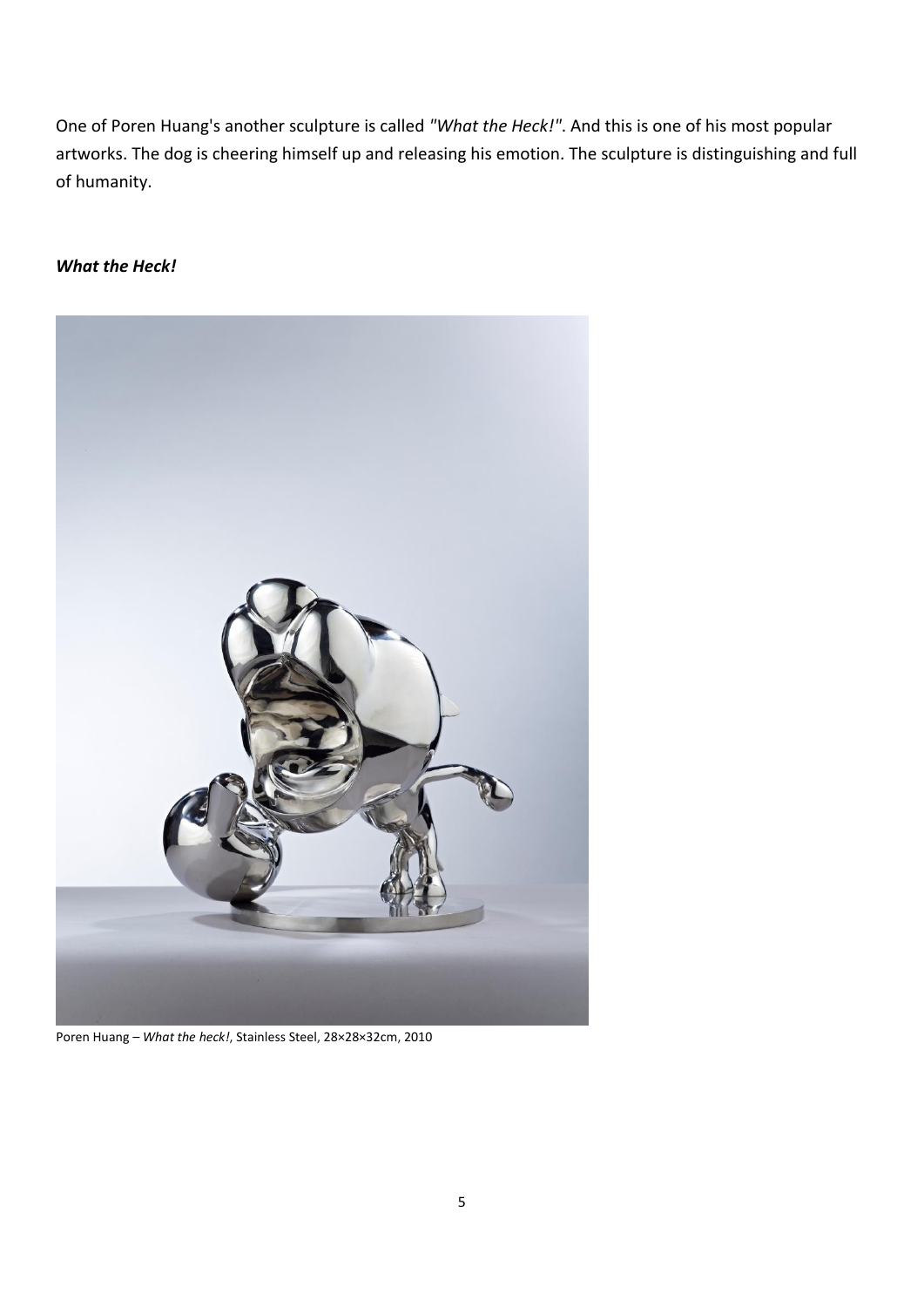One of Poren Huang's another sculpture is called *"What the Heck!"*. And this is one of his most popular artworks. The dog is cheering himself up and releasing his emotion. The sculpture is distinguishing and full of humanity.

***What the Heck!***

Poren Huang – *What the heck!*, Stainless Steel, 28×28×32cm, 2010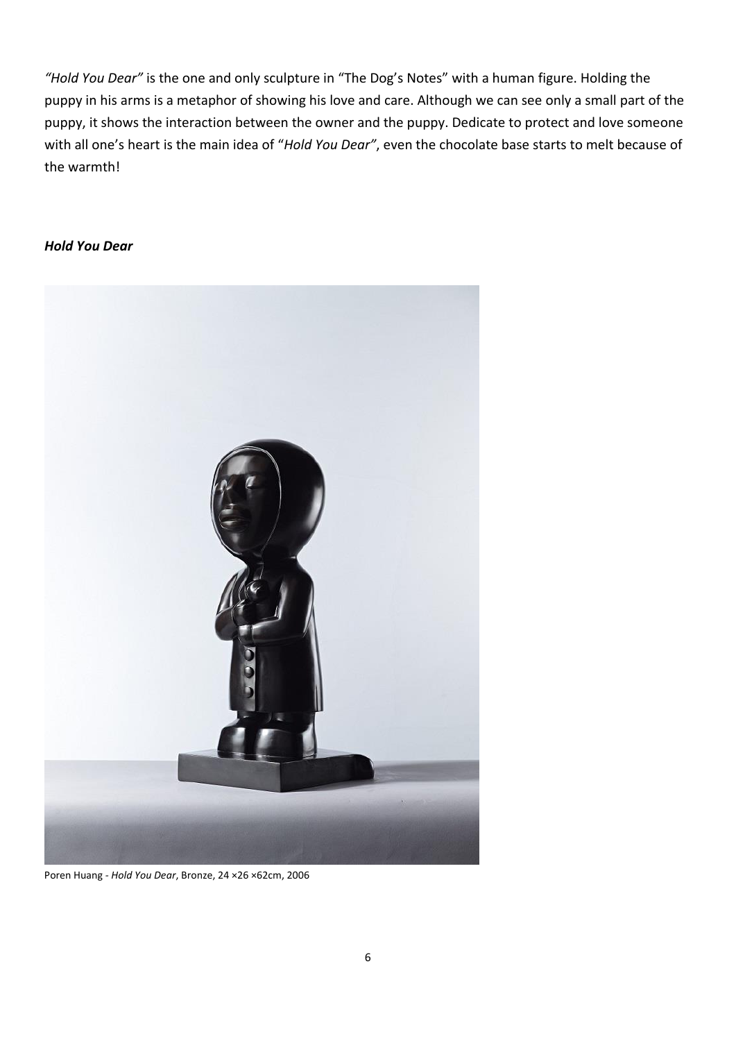*"Hold You Dear"* is the one and only sculpture in "The Dog's Notes" with a human figure. Holding the puppy in his arms is a metaphor of showing his love and care. Although we can see only a small part of the puppy, it shows the interaction between the owner and the puppy. Dedicate to protect and love someone with all one's heart is the main idea of "*Hold You Dear"*, even the chocolate base starts to melt because of the warmth!

***Hold You Dear***

Poren Huang - *Hold You Dear*, Bronze, 24 ×26 ×62cm, 2006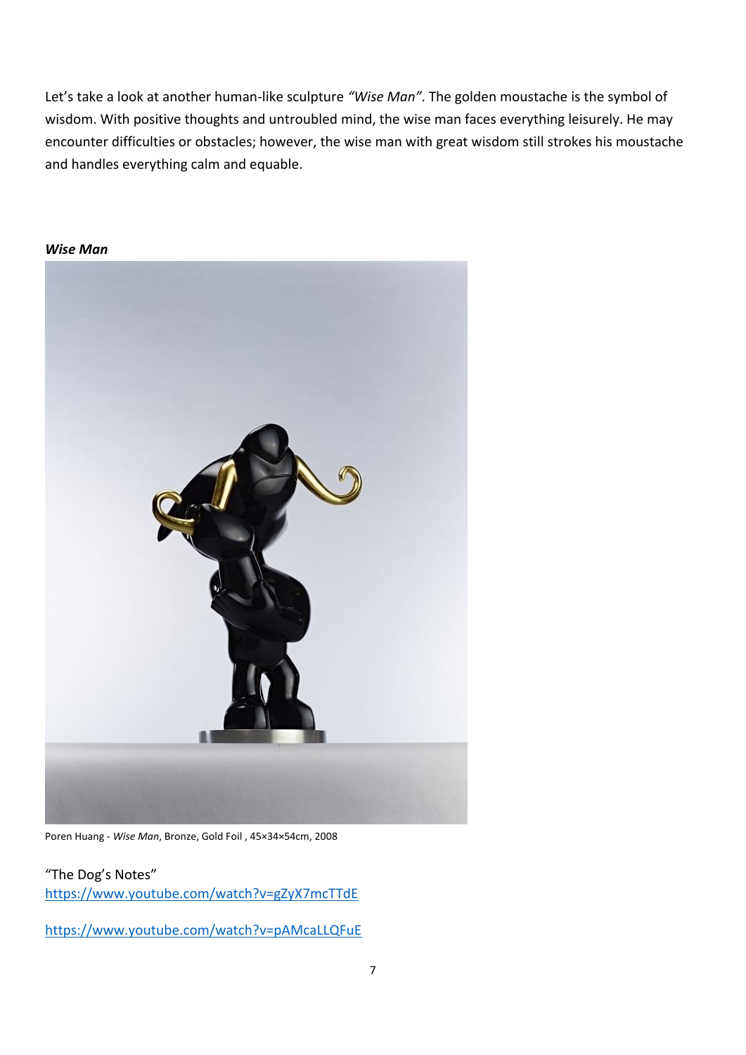Let's take a look at another human-like sculpture *"Wise Man"*. The golden moustache is the symbol of wisdom. With positive thoughts and untroubled mind, the wise man faces everything leisurely. He may encounter difficulties or obstacles; however, the wise man with great wisdom still strokes his moustache and handles everything calm and equable.

***Wise Man***

Poren Huang - *Wise Man*, Bronze, Gold Foil , 45×34×54cm, 2008

"The Dog's Notes"
https://www.youtube.com/watch?v=gZyX7mcTTdE

https://www.youtube.com/watch?v=pAMcaLLQFuE